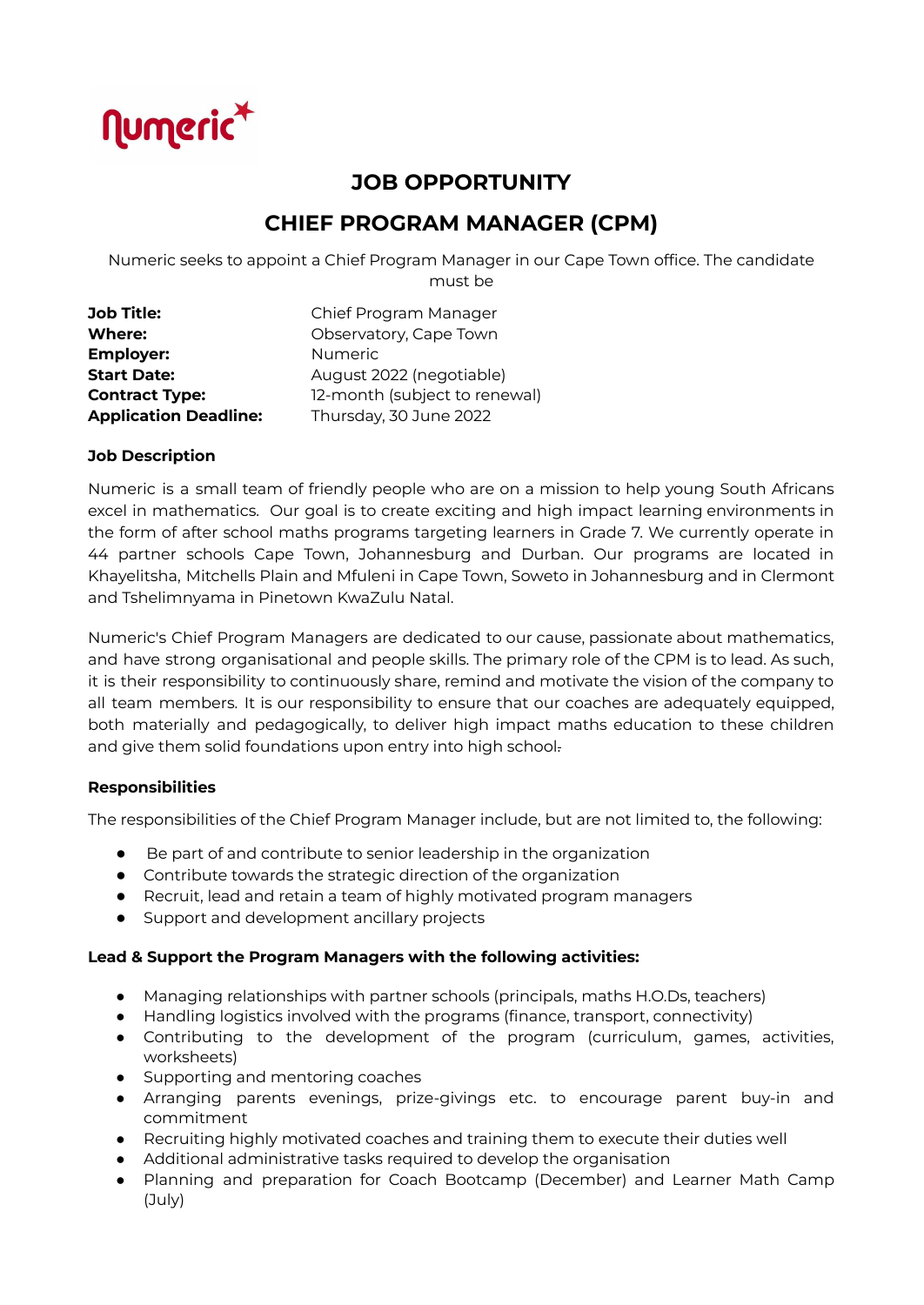Numeric

# JOB OPPORTUNITY

# CHIEF PROGRAM MANAGER (CPM)

Numeric seeks to appoint a Chief Program Manager in our Cape Town office. The candidate must be

| | |
|---|---|
| **Job Title:** | Chief Program Manager |
| **Where:** | Observatory, Cape Town |
| **Employer:** | Numeric |
| **Start Date:** | August 2022 (negotiable) |
| **Contract Type:** | 12-month (subject to renewal) |
| **Application Deadline:** | Thursday, 30 June 2022 |

**Job Description**

Numeric is a small team of friendly people who are on a mission to help young South Africans excel in mathematics. Our goal is to create exciting and high impact learning environments in the form of after school maths programs targeting learners in Grade 7. We currently operate in 44 partner schools Cape Town, Johannesburg and Durban. Our programs are located in Khayelitsha, Mitchells Plain and Mfuleni in Cape Town, Soweto in Johannesburg and in Clermont and Tshelimnyama in Pinetown KwaZulu Natal.

Numeric's Chief Program Managers are dedicated to our cause, passionate about mathematics, and have strong organisational and people skills. The primary role of the CPM is to lead. As such, it is their responsibility to continuously share, remind and motivate the vision of the company to all team members. It is our responsibility to ensure that our coaches are adequately equipped, both materially and pedagogically, to deliver high impact maths education to these children and give them solid foundations upon entry into high school.

**Responsibilities**

The responsibilities of the Chief Program Manager include, but are not limited to, the following:

- Be part of and contribute to senior leadership in the organization
- Contribute towards the strategic direction of the organization
- Recruit, lead and retain a team of highly motivated program managers
- Support and development ancillary projects

**Lead & Support the Program Managers with the following activities:**

- Managing relationships with partner schools (principals, maths H.O.Ds, teachers)
- Handling logistics involved with the programs (finance, transport, connectivity)
- Contributing to the development of the program (curriculum, games, activities, worksheets)
- Supporting and mentoring coaches
- Arranging parents evenings, prize-givings etc. to encourage parent buy-in and commitment
- Recruiting highly motivated coaches and training them to execute their duties well
- Additional administrative tasks required to develop the organisation
- Planning and preparation for Coach Bootcamp (December) and Learner Math Camp (July)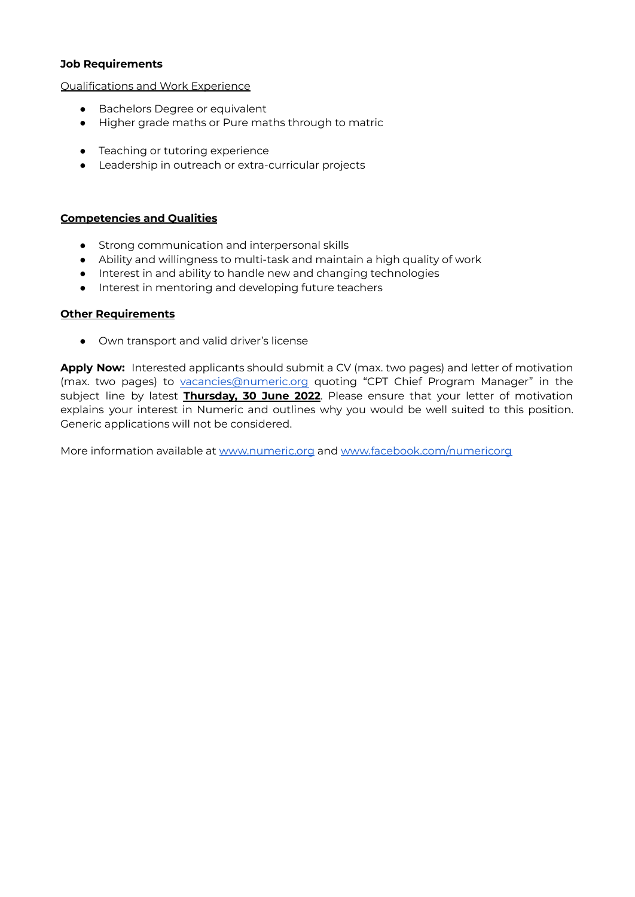**Job Requirements**

Qualifications and Work Experience

- Bachelors Degree or equivalent
- Higher grade maths or Pure maths through to matric

- Teaching or tutoring experience
- Leadership in outreach or extra-curricular projects

**Competencies and Qualities**

- Strong communication and interpersonal skills
- Ability and willingness to multi-task and maintain a high quality of work
- Interest in and ability to handle new and changing technologies
- Interest in mentoring and developing future teachers

**Other Requirements**

- Own transport and valid driver's license

**Apply Now:** Interested applicants should submit a CV (max. two pages) and letter of motivation (max. two pages) to vacancies@numeric.org quoting "CPT Chief Program Manager" in the subject line by latest **Thursday, 30 June 2022**. Please ensure that your letter of motivation explains your interest in Numeric and outlines why you would be well suited to this position. Generic applications will not be considered.

More information available at www.numeric.org and www.facebook.com/numericorg